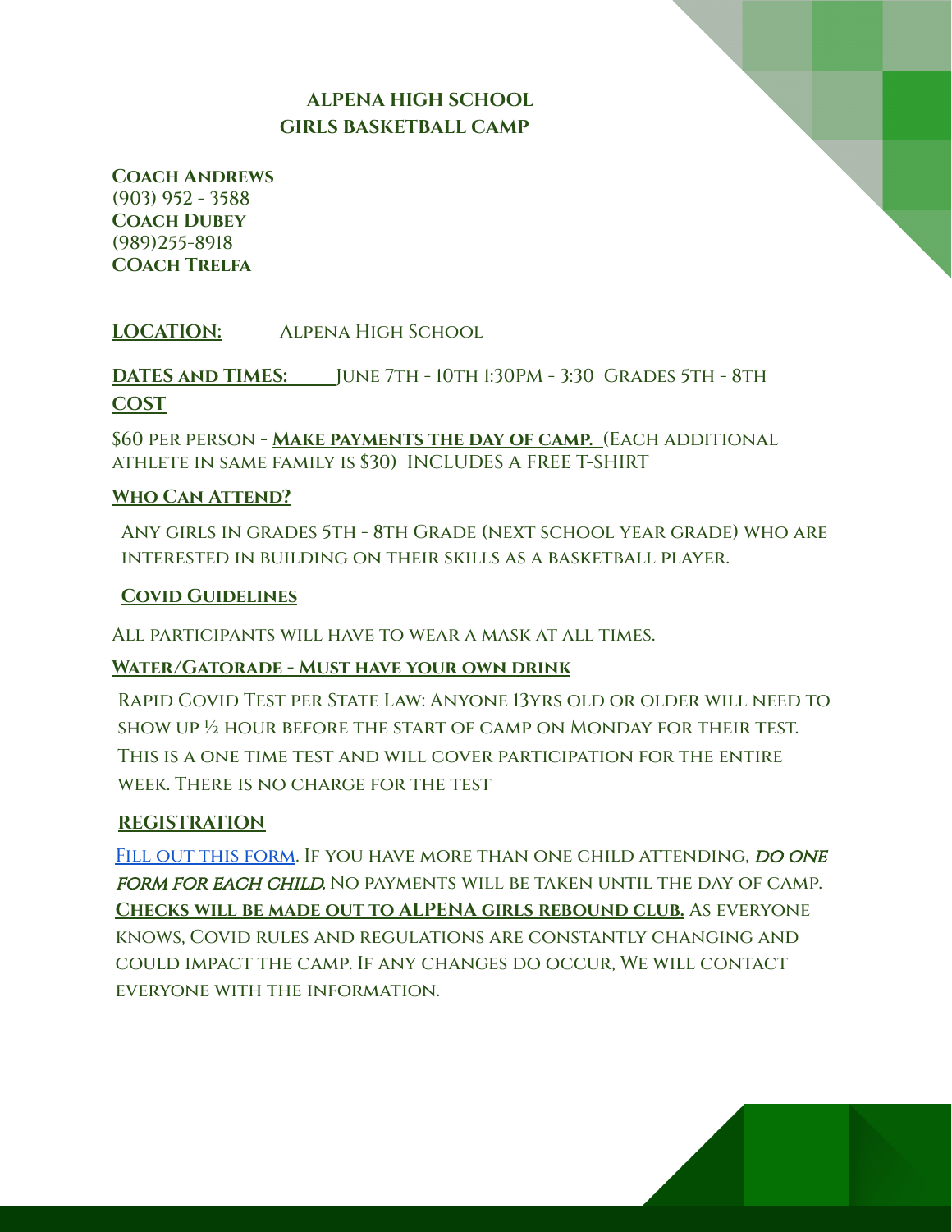# ALPENA HIGH SCHOOL
# GIRLS BASKETBALL CAMP

**Coach Andrews**
(903) 952 - 3588
**Coach Dubey**
(989)255-8918
**COach Trelfa**

**LOCATION:** Alpena High School

**DATES and TIMES:** June 7th - 10th 1:30PM - 3:30 Grades 5th - 8th

**COST**

$60 per person - **Make payments the day of camp.** (Each additional athlete in same family is $30) INCLUDES A FREE T-SHIRT

**Who Can Attend?**

Any girls in grades 5th - 8th Grade (next school year grade) who are interested in building on their skills as a basketball player.

**Covid Guidelines**

All participants will have to wear a mask at all times.

**Water/Gatorade - Must have your own drink**

Rapid Covid Test per State Law: Anyone 13yrs old or older will need to show up ½ hour before the start of camp on Monday for their test. This is a one time test and will cover participation for the entire week. There is no charge for the test

**REGISTRATION**

Fill out this form. If you have more than one child attending, ***do one form for each child.*** No payments will be taken until the day of camp. **Checks will be made out to ALPENA girls rebound club.** As everyone knows, Covid rules and regulations are constantly changing and could impact the camp. If any changes do occur, We will contact everyone with the information.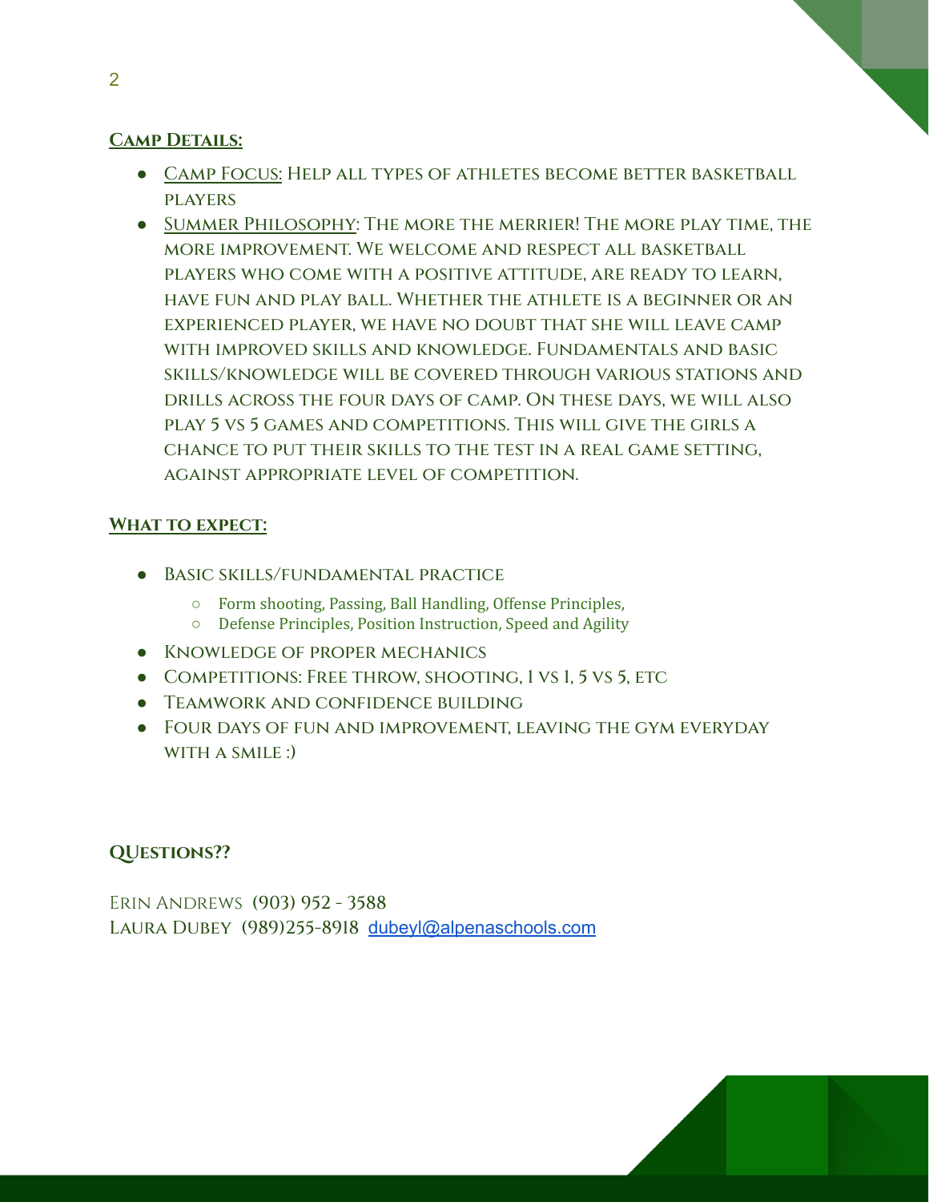## Camp Details:

- Camp Focus: Help all types of athletes become better basketball players
- Summer Philosophy: The more the merrier! The more play time, the more improvement. We welcome and respect all basketball players who come with a positive attitude, are ready to learn, have fun and play ball. Whether the athlete is a beginner or an experienced player, we have no doubt that she will leave camp with improved skills and knowledge. Fundamentals and basic skills/knowledge will be covered through various stations and drills across the four days of camp. On these days, we will also play 5 vs 5 games and competitions. This will give the girls a chance to put their skills to the test in a real game setting, against appropriate level of competition.

## What to expect:

- Basic skills/fundamental practice
  - Form shooting, Passing, Ball Handling, Offense Principles,
  - Defense Principles, Position Instruction, Speed and Agility
- Knowledge of proper mechanics
- Competitions: Free throw, shooting, 1 vs 1, 5 vs 5, etc
- Teamwork and confidence building
- Four days of fun and improvement, leaving the gym everyday with a smile :)

## Questions??

Erin Andrews **(903) 952 - 3588**
Laura Dubey **(989)255-8918** dubeyl@alpenaschools.com